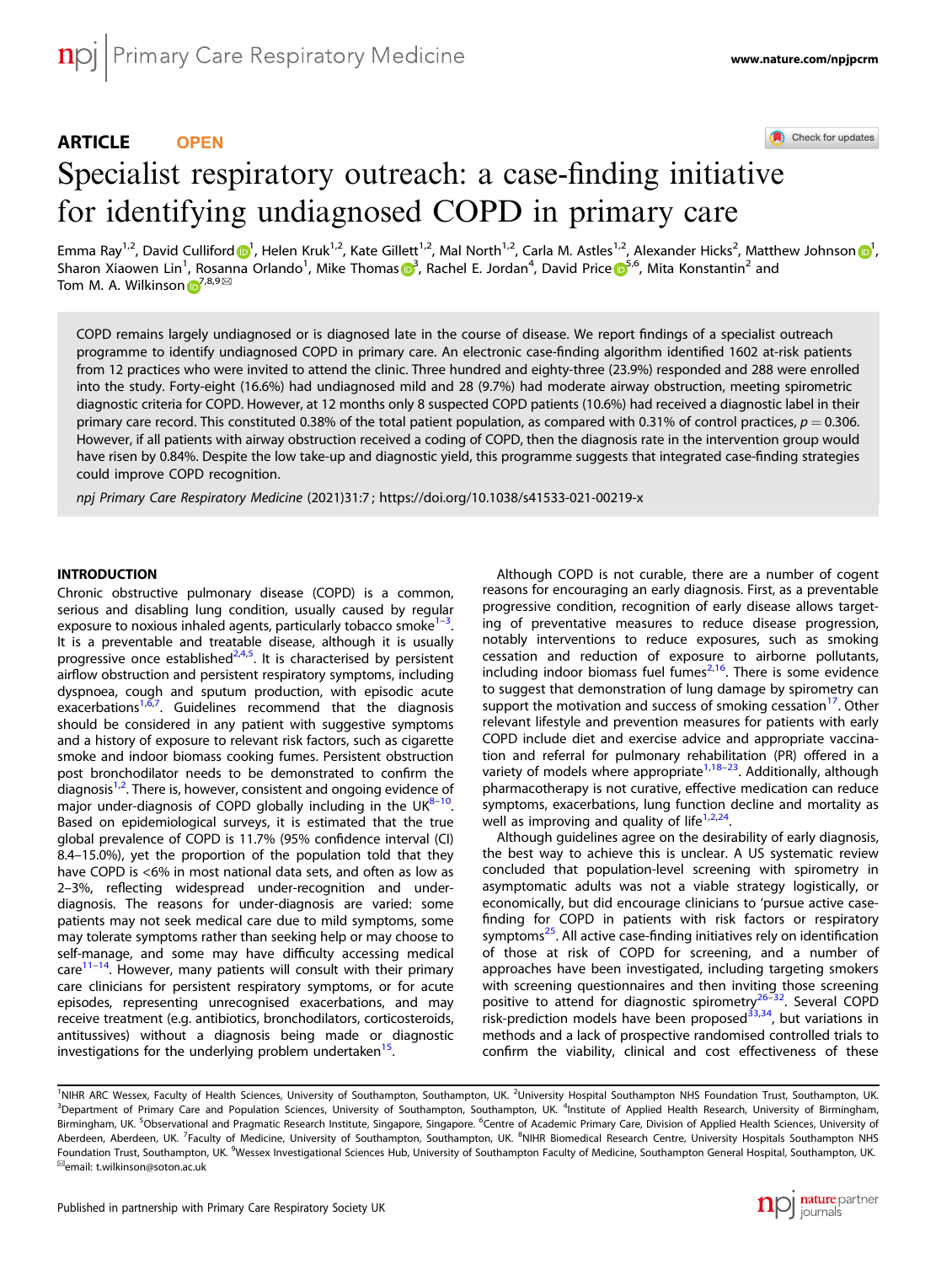ARTICLE OPEN

# Specialist respiratory outreach: a case-finding initiative for identifying undiagnosed COPD in primary care

Emma Ray[1,2], David Culliford[1], Helen Kruk[1,2], Kate Gillett[1,2], Mal North[1,2], Carla M. Astles[1,2], Alexander Hicks[2], Matthew Johnson[1], Sharon Xiaowen Lin[1], Rosanna Orlando[1], Mike Thomas[3], Rachel E. Jordan[4], David Price[5,6], Mita Konstantin[2] and Tom M. A. Wilkinson[7,8,9]✉

COPD remains largely undiagnosed or is diagnosed late in the course of disease. We report findings of a specialist outreach programme to identify undiagnosed COPD in primary care. An electronic case-finding algorithm identified 1602 at-risk patients from 12 practices who were invited to attend the clinic. Three hundred and eighty-three (23.9%) responded and 288 were enrolled into the study. Forty-eight (16.6%) had undiagnosed mild and 28 (9.7%) had moderate airway obstruction, meeting spirometric diagnostic criteria for COPD. However, at 12 months only 8 suspected COPD patients (10.6%) had received a diagnostic label in their primary care record. This constituted 0.38% of the total patient population, as compared with 0.31% of control practices, $p = 0.306$. However, if all patients with airway obstruction received a coding of COPD, then the diagnosis rate in the intervention group would have risen by 0.84%. Despite the low take-up and diagnostic yield, this programme suggests that integrated case-finding strategies could improve COPD recognition.

*npj Primary Care Respiratory Medicine* (2021)31:7 ; https://doi.org/10.1038/s41533-021-00219-x

## INTRODUCTION

Chronic obstructive pulmonary disease (COPD) is a common, serious and disabling lung condition, usually caused by regular exposure to noxious inhaled agents, particularly tobacco smoke[1–3]. It is a preventable and treatable disease, although it is usually progressive once established[2,4,5]. It is characterised by persistent airflow obstruction and persistent respiratory symptoms, including dyspnoea, cough and sputum production, with episodic acute exacerbations[1,6,7]. Guidelines recommend that the diagnosis should be considered in any patient with suggestive symptoms and a history of exposure to relevant risk factors, such as cigarette smoke and indoor biomass cooking fumes. Persistent obstruction post bronchodilator needs to be demonstrated to confirm the diagnosis[1,2]. There is, however, consistent and ongoing evidence of major under-diagnosis of COPD globally including in the UK[8–10]. Based on epidemiological surveys, it is estimated that the true global prevalence of COPD is 11.7% (95% confidence interval (CI) 8.4–15.0%), yet the proportion of the population told that they have COPD is <6% in most national data sets, and often as low as 2–3%, reflecting widespread under-recognition and under-diagnosis. The reasons for under-diagnosis are varied: some patients may not seek medical care due to mild symptoms, some may tolerate symptoms rather than seeking help or may choose to self-manage, and some may have difficulty accessing medical care[11–14]. However, many patients will consult with their primary care clinicians for persistent respiratory symptoms, or for acute episodes, representing unrecognised exacerbations, and may receive treatment (e.g. antibiotics, bronchodilators, corticosteroids, antitussives) without a diagnosis being made or diagnostic investigations for the underlying problem undertaken[15].

Although COPD is not curable, there are a number of cogent reasons for encouraging an early diagnosis. First, as a preventable progressive condition, recognition of early disease allows targeting of preventative measures to reduce disease progression, notably interventions to reduce exposures, such as smoking cessation and reduction of exposure to airborne pollutants, including indoor biomass fuel fumes[2,16]. There is some evidence to suggest that demonstration of lung damage by spirometry can support the motivation and success of smoking cessation[17]. Other relevant lifestyle and prevention measures for patients with early COPD include diet and exercise advice and appropriate vaccination and referral for pulmonary rehabilitation (PR) offered in a variety of models where appropriate[1,18–23]. Additionally, although pharmacotherapy is not curative, effective medication can reduce symptoms, exacerbations, lung function decline and mortality as well as improving and quality of life[1,2,24].

Although guidelines agree on the desirability of early diagnosis, the best way to achieve this is unclear. A US systematic review concluded that population-level screening with spirometry in asymptomatic adults was not a viable strategy logistically, or economically, but did encourage clinicians to 'pursue active case-finding for COPD in patients with risk factors or respiratory symptoms[25]. All active case-finding initiatives rely on identification of those at risk of COPD for screening, and a number of approaches have been investigated, including targeting smokers with screening questionnaires and then inviting those screening positive to attend for diagnostic spirometry[26–32]. Several COPD risk-prediction models have been proposed[33,34], but variations in methods and a lack of prospective randomised controlled trials to confirm the viability, clinical and cost effectiveness of these

[1]NIHR ARC Wessex, Faculty of Health Sciences, University of Southampton, Southampton, UK. [2]University Hospital Southampton NHS Foundation Trust, Southampton, UK. [3]Department of Primary Care and Population Sciences, University of Southampton, Southampton, UK. [4]Institute of Applied Health Research, University of Birmingham, Birmingham, UK. [5]Observational and Pragmatic Research Institute, Singapore, Singapore. [6]Centre of Academic Primary Care, Division of Applied Health Sciences, University of Aberdeen, Aberdeen, UK. [7]Faculty of Medicine, University of Southampton, Southampton, UK. [8]NIHR Biomedical Research Centre, University Hospitals Southampton NHS Foundation Trust, Southampton, UK. [9]Wessex Investigational Sciences Hub, University of Southampton Faculty of Medicine, Southampton General Hospital, Southampton, UK. ✉email: t.wilkinson@soton.ac.uk

Published in partnership with Primary Care Respiratory Society UK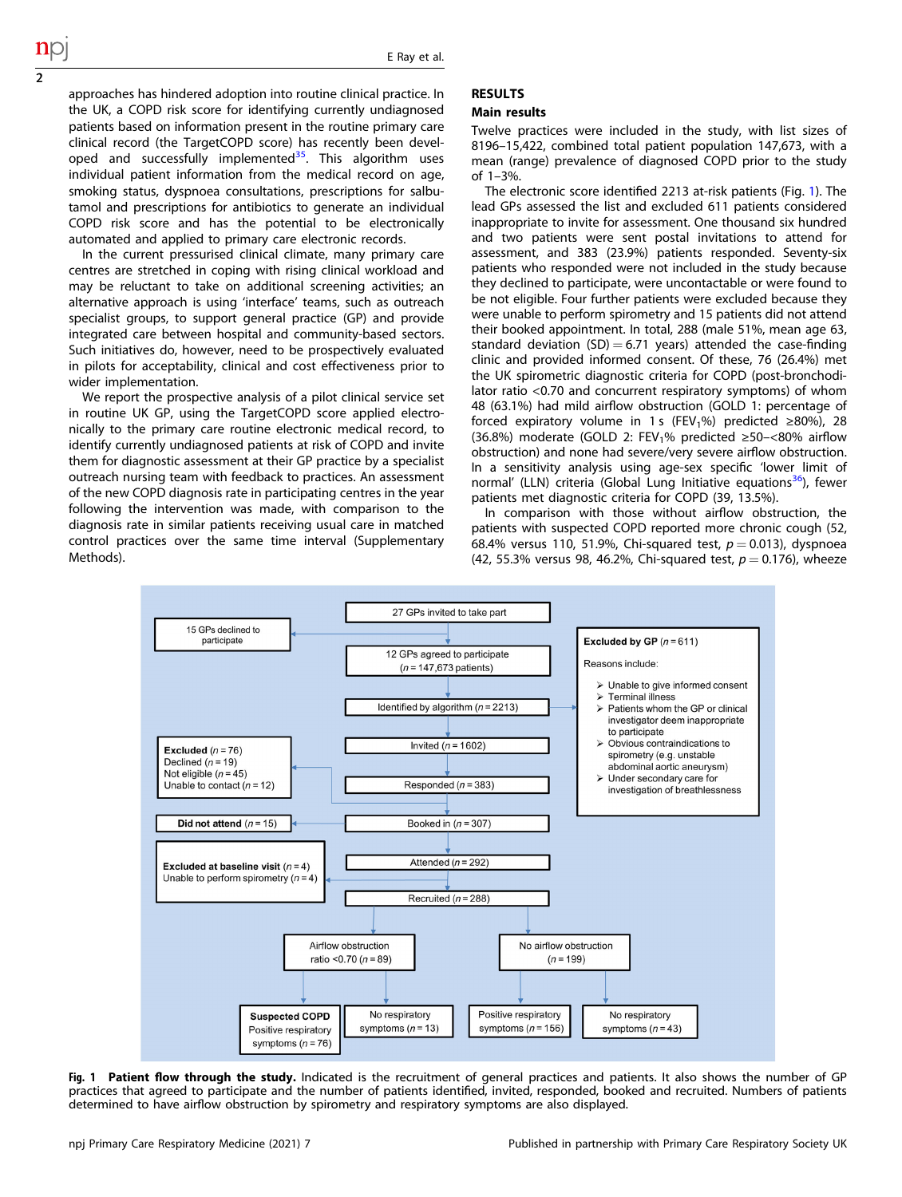approaches has hindered adoption into routine clinical practice. In the UK, a COPD risk score for identifying currently undiagnosed patients based on information present in the routine primary care clinical record (the TargetCOPD score) has recently been developed and successfully implemented[35]. This algorithm uses individual patient information from the medical record on age, smoking status, dyspnoea consultations, prescriptions for salbutamol and prescriptions for antibiotics to generate an individual COPD risk score and has the potential to be electronically automated and applied to primary care electronic records.

In the current pressurised clinical climate, many primary care centres are stretched in coping with rising clinical workload and may be reluctant to take on additional screening activities; an alternative approach is using 'interface' teams, such as outreach specialist groups, to support general practice (GP) and provide integrated care between hospital and community-based sectors. Such initiatives do, however, need to be prospectively evaluated in pilots for acceptability, clinical and cost effectiveness prior to wider implementation.

We report the prospective analysis of a pilot clinical service set in routine UK GP, using the TargetCOPD score applied electronically to the primary care routine electronic medical record, to identify currently undiagnosed patients at risk of COPD and invite them for diagnostic assessment at their GP practice by a specialist outreach nursing team with feedback to practices. An assessment of the new COPD diagnosis rate in participating centres in the year following the intervention was made, with comparison to the diagnosis rate in similar patients receiving usual care in matched control practices over the same time interval (Supplementary Methods).

## RESULTS

### Main results

Twelve practices were included in the study, with list sizes of 8196–15,422, combined total patient population 147,673, with a mean (range) prevalence of diagnosed COPD prior to the study of 1–3%.

The electronic score identified 2213 at-risk patients (Fig. 1). The lead GPs assessed the list and excluded 611 patients considered inappropriate to invite for assessment. One thousand six hundred and two patients were sent postal invitations to attend for assessment, and 383 (23.9%) patients responded. Seventy-six patients who responded were not included in the study because they declined to participate, were uncontactable or were found to be not eligible. Four further patients were excluded because they were unable to perform spirometry and 15 patients did not attend their booked appointment. In total, 288 (male 51%, mean age 63, standard deviation (SD) = 6.71 years) attended the case-finding clinic and provided informed consent. Of these, 76 (26.4%) met the UK spirometric diagnostic criteria for COPD (post-bronchodilator ratio <0.70 and concurrent respiratory symptoms) of whom 48 (63.1%) had mild airflow obstruction (GOLD 1: percentage of forced expiratory volume in 1 s ($FEV_1$%) predicted ≥80%), 28 (36.8%) moderate (GOLD 2: $FEV_1$% predicted ≥50–<80% airflow obstruction) and none had severe/very severe airflow obstruction. In a sensitivity analysis using age-sex specific 'lower limit of normal' (LLN) criteria (Global Lung Initiative equations[36]), fewer patients met diagnostic criteria for COPD (39, 13.5%).

In comparison with those without airflow obstruction, the patients with suspected COPD reported more chronic cough (52, 68.4% versus 110, 51.9%, Chi-squared test, $p = 0.013$), dyspnoea (42, 55.3% versus 98, 46.2%, Chi-squared test, $p = 0.176$), wheeze

27 GPs invited to take part → 15 GPs declined to participate; 12 GPs agreed to participate ($n$ = 147,673 patients) → Identified by algorithm ($n$ = 2213) → Excluded by GP ($n$ = 611). Reasons include:
- Unable to give informed consent
- Terminal illness
- Patients whom the GP or clinical investigator deem inappropriate to participate
- Obvious contraindications to spirometry (e.g. unstable abdominal aortic aneurysm)
- Under secondary care for investigation of breathlessness

Invited ($n$ = 1602) → Responded ($n$ = 383) → Excluded ($n$ = 76): Declined ($n$ = 19), Not eligible ($n$ = 45), Unable to contact ($n$ = 12) → Booked in ($n$ = 307) → Did not attend ($n$ = 15) → Attended ($n$ = 292) → Excluded at baseline visit ($n$ = 4): Unable to perform spirometry ($n$ = 4) → Recruited ($n$ = 288)

Airflow obstruction ratio <0.70 ($n$ = 89): Suspected COPD – Positive respiratory symptoms ($n$ = 76); No respiratory symptoms ($n$ = 13)

No airflow obstruction ($n$ = 199): Positive respiratory symptoms ($n$ = 156); No respiratory symptoms ($n$ = 43)

**Fig. 1 Patient flow through the study.** Indicated is the recruitment of general practices and patients. It also shows the number of GP practices that agreed to participate and the number of patients identified, invited, responded, booked and recruited. Numbers of patients determined to have airflow obstruction by spirometry and respiratory symptoms are also displayed.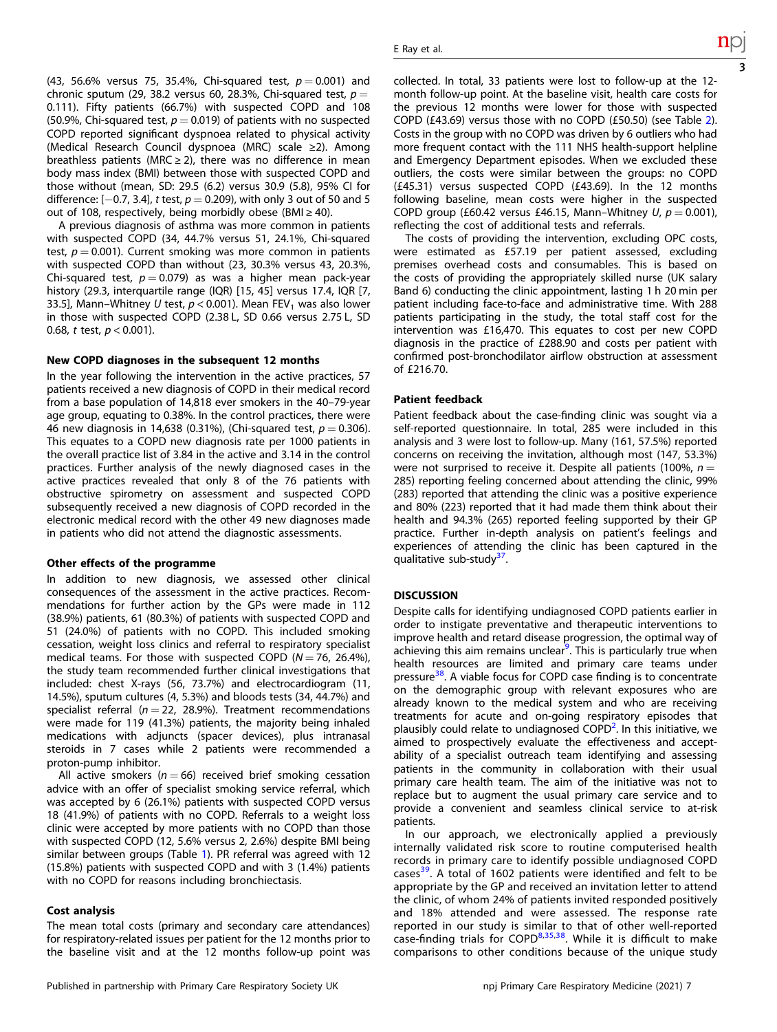(43, 56.6% versus 75, 35.4%, Chi-squared test, $p = 0.001$) and chronic sputum (29, 38.2 versus 60, 28.3%, Chi-squared test, $p = 0.111$). Fifty patients (66.7%) with suspected COPD and 108 (50.9%, Chi-squared test, $p = 0.019$) of patients with no suspected COPD reported significant dyspnoea related to physical activity (Medical Research Council dyspnoea (MRC) scale ≥2). Among breathless patients (MRC ≥ 2), there was no difference in mean body mass index (BMI) between those with suspected COPD and those without (mean, SD: 29.5 (6.2) versus 30.9 (5.8), 95% CI for difference: [−0.7, 3.4], *t* test, $p = 0.209$), with only 3 out of 50 and 5 out of 108, respectively, being morbidly obese (BMI ≥ 40).

A previous diagnosis of asthma was more common in patients with suspected COPD (34, 44.7% versus 51, 24.1%, Chi-squared test, $p = 0.001$). Current smoking was more common in patients with suspected COPD than without (23, 30.3% versus 43, 20.3%, Chi-squared test, $p = 0.079$) as was a higher mean pack-year history (29.3, interquartile range (IQR) [15, 45] versus 17.4, IQR [7, 33.5], Mann–Whitney *U* test, $p < 0.001$). Mean $FEV_1$ was also lower in those with suspected COPD (2.38 L, SD 0.66 versus 2.75 L, SD 0.68, *t* test, $p < 0.001$).

#### New COPD diagnoses in the subsequent 12 months

In the year following the intervention in the active practices, 57 patients received a new diagnosis of COPD in their medical record from a base population of 14,818 ever smokers in the 40–79-year age group, equating to 0.38%. In the control practices, there were 46 new diagnosis in 14,638 (0.31%), (Chi-squared test, $p = 0.306$). This equates to a COPD new diagnosis rate per 1000 patients in the overall practice list of 3.84 in the active and 3.14 in the control practices. Further analysis of the newly diagnosed cases in the active practices revealed that only 8 of the 76 patients with obstructive spirometry on assessment and suspected COPD subsequently received a new diagnosis of COPD recorded in the electronic medical record with the other 49 new diagnoses made in patients who did not attend the diagnostic assessments.

#### Other effects of the programme

In addition to new diagnosis, we assessed other clinical consequences of the assessment in the active practices. Recommendations for further action by the GPs were made in 112 (38.9%) patients, 61 (80.3%) of patients with suspected COPD and 51 (24.0%) of patients with no COPD. This included smoking cessation, weight loss clinics and referral to respiratory specialist medical teams. For those with suspected COPD ($N = 76$, 26.4%), the study team recommended further clinical investigations that included: chest X-rays (56, 73.7%) and electrocardiogram (11, 14.5%), sputum cultures (4, 5.3%) and bloods tests (34, 44.7%) and specialist referral ($n = 22$, 28.9%). Treatment recommendations were made for 119 (41.3%) patients, the majority being inhaled medications with adjuncts (spacer devices), plus intranasal steroids in 7 cases while 2 patients were recommended a proton-pump inhibitor.

All active smokers ($n = 66$) received brief smoking cessation advice with an offer of specialist smoking service referral, which was accepted by 6 (26.1%) patients with suspected COPD versus 18 (41.9%) of patients with no COPD. Referrals to a weight loss clinic were accepted by more patients with no COPD than those with suspected COPD (12, 5.6% versus 2, 2.6%) despite BMI being similar between groups (Table 1). PR referral was agreed with 12 (15.8%) patients with suspected COPD and with 3 (1.4%) patients with no COPD for reasons including bronchiectasis.

#### Cost analysis

The mean total costs (primary and secondary care attendances) for respiratory-related issues per patient for the 12 months prior to the baseline visit and at the 12 months follow-up point was collected. In total, 33 patients were lost to follow-up at the 12-month follow-up point. At the baseline visit, health care costs for the previous 12 months were lower for those with suspected COPD (£43.69) versus those with no COPD (£50.50) (see Table 2). Costs in the group with no COPD was driven by 6 outliers who had more frequent contact with the 111 NHS health-support helpline and Emergency Department episodes. When we excluded these outliers, the costs were similar between the groups: no COPD (£45.31) versus suspected COPD (£43.69). In the 12 months following baseline, mean costs were higher in the suspected COPD group (£60.42 versus £46.15, Mann–Whitney *U*, $p = 0.001$), reflecting the cost of additional tests and referrals.

The costs of providing the intervention, excluding OPC costs, were estimated as £57.19 per patient assessed, excluding premises overhead costs and consumables. This is based on the costs of providing the appropriately skilled nurse (UK salary Band 6) conducting the clinic appointment, lasting 1 h 20 min per patient including face-to-face and administrative time. With 288 patients participating in the study, the total staff cost for the intervention was £16,470. This equates to cost per new COPD diagnosis in the practice of £288.90 and costs per patient with confirmed post-bronchodilator airflow obstruction at assessment of £216.70.

#### Patient feedback

Patient feedback about the case-finding clinic was sought via a self-reported questionnaire. In total, 285 were included in this analysis and 3 were lost to follow-up. Many (161, 57.5%) reported concerns on receiving the invitation, although most (147, 53.3%) were not surprised to receive it. Despite all patients (100%, $n = 285$) reporting feeling concerned about attending the clinic, 99% (283) reported that attending the clinic was a positive experience and 80% (223) reported that it had made them think about their health and 94.3% (265) reported feeling supported by their GP practice. Further in-depth analysis on patient's feelings and experiences of attending the clinic has been captured in the qualitative sub-study[37].

## DISCUSSION

Despite calls for identifying undiagnosed COPD patients earlier in order to instigate preventative and therapeutic interventions to improve health and retard disease progression, the optimal way of achieving this aim remains unclear[9]. This is particularly true when health resources are limited and primary care teams under pressure[38]. A viable focus for COPD case finding is to concentrate on the demographic group with relevant exposures who are already known to the medical system and who are receiving treatments for acute and on-going respiratory episodes that plausibly could relate to undiagnosed COPD[2]. In this initiative, we aimed to prospectively evaluate the effectiveness and acceptability of a specialist outreach team identifying and assessing patients in the community in collaboration with their usual primary care health team. The aim of the initiative was not to replace but to augment the usual primary care service and to provide a convenient and seamless clinical service to at-risk patients.

In our approach, we electronically applied a previously internally validated risk score to routine computerised health records in primary care to identify possible undiagnosed COPD cases[39]. A total of 1602 patients were identified and felt to be appropriate by the GP and received an invitation letter to attend the clinic, of whom 24% of patients invited responded positively and 18% attended and were assessed. The response rate reported in our study is similar to that of other well-reported case-finding trials for COPD[8,35,38]. While it is difficult to make comparisons to other conditions because of the unique study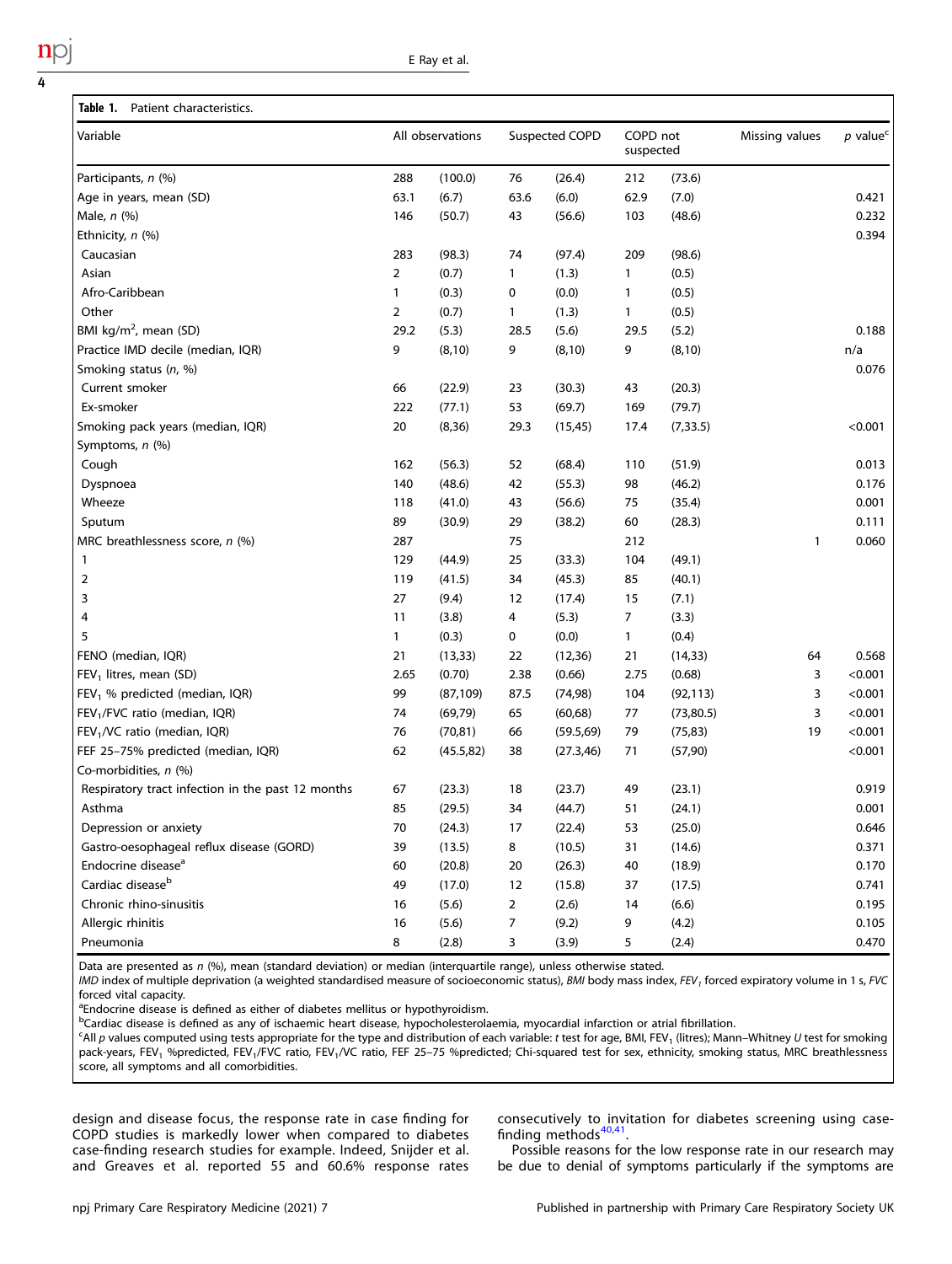**Table 1.** Patient characteristics.

| Variable | All observations | | Suspected COPD | | COPD not suspected | | Missing values | p value[c] |
|---|---|---|---|---|---|---|---|---|
| Participants, n (%) | 288 | (100.0) | 76 | (26.4) | 212 | (73.6) | | |
| Age in years, mean (SD) | 63.1 | (6.7) | 63.6 | (6.0) | 62.9 | (7.0) | | 0.421 |
| Male, n (%) | 146 | (50.7) | 43 | (56.6) | 103 | (48.6) | | 0.232 |
| Ethnicity, n (%) | | | | | | | | 0.394 |
| Caucasian | 283 | (98.3) | 74 | (97.4) | 209 | (98.6) | | |
| Asian | 2 | (0.7) | 1 | (1.3) | 1 | (0.5) | | |
| Afro-Caribbean | 1 | (0.3) | 0 | (0.0) | 1 | (0.5) | | |
| Other | 2 | (0.7) | 1 | (1.3) | 1 | (0.5) | | |
| BMI kg/m$^2$, mean (SD) | 29.2 | (5.3) | 28.5 | (5.6) | 29.5 | (5.2) | | 0.188 |
| Practice IMD decile (median, IQR) | 9 | (8,10) | 9 | (8,10) | 9 | (8,10) | | n/a |
| Smoking status (n, %) | | | | | | | | 0.076 |
| Current smoker | 66 | (22.9) | 23 | (30.3) | 43 | (20.3) | | |
| Ex-smoker | 222 | (77.1) | 53 | (69.7) | 169 | (79.7) | | |
| Smoking pack years (median, IQR) | 20 | (8,36) | 29.3 | (15,45) | 17.4 | (7,33.5) | | <0.001 |
| Symptoms, n (%) | | | | | | | | |
| Cough | 162 | (56.3) | 52 | (68.4) | 110 | (51.9) | | 0.013 |
| Dyspnoea | 140 | (48.6) | 42 | (55.3) | 98 | (46.2) | | 0.176 |
| Wheeze | 118 | (41.0) | 43 | (56.6) | 75 | (35.4) | | 0.001 |
| Sputum | 89 | (30.9) | 29 | (38.2) | 60 | (28.3) | | 0.111 |
| MRC breathlessness score, n (%) | 287 | | 75 | | 212 | | 1 | 0.060 |
| 1 | 129 | (44.9) | 25 | (33.3) | 104 | (49.1) | | |
| 2 | 119 | (41.5) | 34 | (45.3) | 85 | (40.1) | | |
| 3 | 27 | (9.4) | 12 | (17.4) | 15 | (7.1) | | |
| 4 | 11 | (3.8) | 4 | (5.3) | 7 | (3.3) | | |
| 5 | 1 | (0.3) | 0 | (0.0) | 1 | (0.4) | | |
| FENO (median, IQR) | 21 | (13,33) | 22 | (12,36) | 21 | (14,33) | 64 | 0.568 |
| $FEV_1$ litres, mean (SD) | 2.65 | (0.70) | 2.38 | (0.66) | 2.75 | (0.68) | 3 | <0.001 |
| $FEV_1$ % predicted (median, IQR) | 99 | (87,109) | 87.5 | (74,98) | 104 | (92,113) | 3 | <0.001 |
| $FEV_1$/FVC ratio (median, IQR) | 74 | (69,79) | 65 | (60,68) | 77 | (73,80.5) | 3 | <0.001 |
| $FEV_1$/VC ratio (median, IQR) | 76 | (70,81) | 66 | (59.5,69) | 79 | (75,83) | 19 | <0.001 |
| FEF 25–75% predicted (median, IQR) | 62 | (45.5,82) | 38 | (27.3,46) | 71 | (57,90) | | <0.001 |
| Co-morbidities, n (%) | | | | | | | | |
| Respiratory tract infection in the past 12 months | 67 | (23.3) | 18 | (23.7) | 49 | (23.1) | | 0.919 |
| Asthma | 85 | (29.5) | 34 | (44.7) | 51 | (24.1) | | 0.001 |
| Depression or anxiety | 70 | (24.3) | 17 | (22.4) | 53 | (25.0) | | 0.646 |
| Gastro-oesophageal reflux disease (GORD) | 39 | (13.5) | 8 | (10.5) | 31 | (14.6) | | 0.371 |
| Endocrine disease[a] | 60 | (20.8) | 20 | (26.3) | 40 | (18.9) | | 0.170 |
| Cardiac disease[b] | 49 | (17.0) | 12 | (15.8) | 37 | (17.5) | | 0.741 |
| Chronic rhino-sinusitis | 16 | (5.6) | 2 | (2.6) | 14 | (6.6) | | 0.195 |
| Allergic rhinitis | 16 | (5.6) | 7 | (9.2) | 9 | (4.2) | | 0.105 |
| Pneumonia | 8 | (2.8) | 3 | (3.9) | 5 | (2.4) | | 0.470 |

Data are presented as n (%), mean (standard deviation) or median (interquartile range), unless otherwise stated.

*IMD* index of multiple deprivation (a weighted standardised measure of socioeconomic status), *BMI* body mass index, *$FEV_1$* forced expiratory volume in 1 s, *FVC* forced vital capacity.

[a]Endocrine disease is defined as either of diabetes mellitus or hypothyroidism.

[b]Cardiac disease is defined as any of ischaemic heart disease, hypocholesterolaemia, myocardial infarction or atrial fibrillation.

[c]All p values computed using tests appropriate for the type and distribution of each variable: t test for age, BMI, $FEV_1$ (litres); Mann–Whitney U test for smoking pack-years, $FEV_1$ %predicted, $FEV_1$/FVC ratio, $FEV_1$/VC ratio, FEF 25–75 %predicted; Chi-squared test for sex, ethnicity, smoking status, MRC breathlessness score, all symptoms and all comorbidities.

design and disease focus, the response rate in case finding for COPD studies is markedly lower when compared to diabetes case-finding research studies for example. Indeed, Snijder et al. and Greaves et al. reported 55 and 60.6% response rates consecutively to invitation for diabetes screening using case-finding methods[40,41].

Possible reasons for the low response rate in our research may be due to denial of symptoms particularly if the symptoms are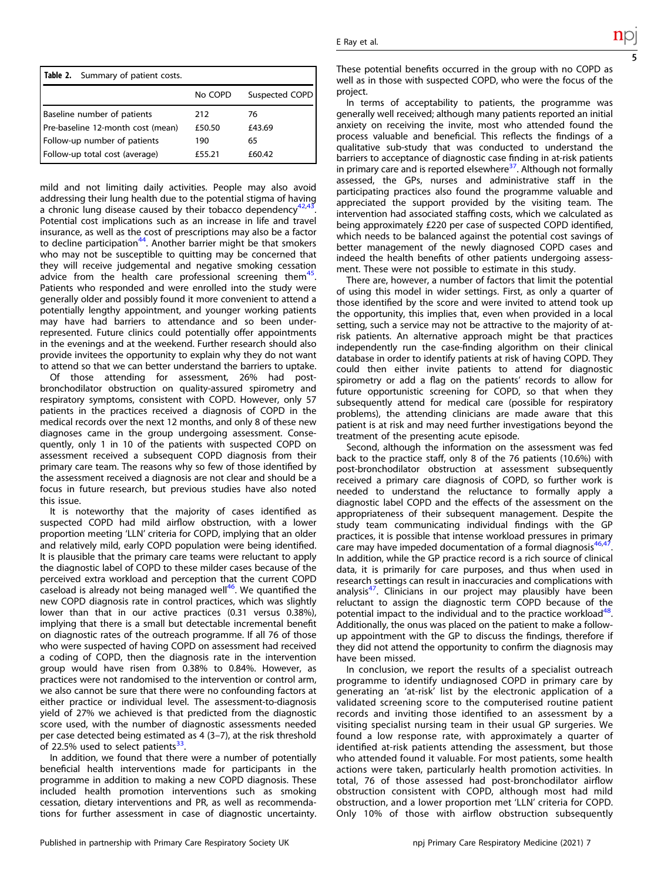**Table 2.** Summary of patient costs.

| | No COPD | Suspected COPD |
|---|---|---|
| Baseline number of patients | 212 | 76 |
| Pre-baseline 12-month cost (mean) | £50.50 | £43.69 |
| Follow-up number of patients | 190 | 65 |
| Follow-up total cost (average) | £55.21 | £60.42 |

mild and not limiting daily activities. People may also avoid addressing their lung health due to the potential stigma of having a chronic lung disease caused by their tobacco dependency[42,43]. Potential cost implications such as an increase in life and travel insurance, as well as the cost of prescriptions may also be a factor to decline participation[44]. Another barrier might be that smokers who may not be susceptible to quitting may be concerned that they will receive judgemental and negative smoking cessation advice from the health care professional screening them[45]. Patients who responded and were enrolled into the study were generally older and possibly found it more convenient to attend a potentially lengthy appointment, and younger working patients may have had barriers to attendance and so been under-represented. Future clinics could potentially offer appointments in the evenings and at the weekend. Further research should also provide invitees the opportunity to explain why they do not want to attend so that we can better understand the barriers to uptake.

Of those attending for assessment, 26% had post-bronchodilator obstruction on quality-assured spirometry and respiratory symptoms, consistent with COPD. However, only 57 patients in the practices received a diagnosis of COPD in the medical records over the next 12 months, and only 8 of these new diagnoses came in the group undergoing assessment. Consequently, only 1 in 10 of the patients with suspected COPD on assessment received a subsequent COPD diagnosis from their primary care team. The reasons why so few of those identified by the assessment received a diagnosis are not clear and should be a focus in future research, but previous studies have also noted this issue.

It is noteworthy that the majority of cases identified as suspected COPD had mild airflow obstruction, with a lower proportion meeting 'LLN' criteria for COPD, implying that an older and relatively mild, early COPD population were being identified. It is plausible that the primary care teams were reluctant to apply the diagnostic label of COPD to these milder cases because of the perceived extra workload and perception that the current COPD caseload is already not being managed well[46]. We quantified the new COPD diagnosis rate in control practices, which was slightly lower than that in our active practices (0.31 versus 0.38%), implying that there is a small but detectable incremental benefit on diagnostic rates of the outreach programme. If all 76 of those who were suspected of having COPD on assessment had received a coding of COPD, then the diagnosis rate in the intervention group would have risen from 0.38% to 0.84%. However, as practices were not randomised to the intervention or control arm, we also cannot be sure that there were no confounding factors at either practice or individual level. The assessment-to-diagnosis yield of 27% we achieved is that predicted from the diagnostic score used, with the number of diagnostic assessments needed per case detected being estimated as 4 (3–7), at the risk threshold of 22.5% used to select patients[33].

In addition, we found that there were a number of potentially beneficial health interventions made for participants in the programme in addition to making a new COPD diagnosis. These included health promotion interventions such as smoking cessation, dietary interventions and PR, as well as recommendations for further assessment in case of diagnostic uncertainty. These potential benefits occurred in the group with no COPD as well as in those with suspected COPD, who were the focus of the project.

In terms of acceptability to patients, the programme was generally well received; although many patients reported an initial anxiety on receiving the invite, most who attended found the process valuable and beneficial. This reflects the findings of a qualitative sub-study that was conducted to understand the barriers to acceptance of diagnostic case finding in at-risk patients in primary care and is reported elsewhere[37]. Although not formally assessed, the GPs, nurses and administrative staff in the participating practices also found the programme valuable and appreciated the support provided by the visiting team. The intervention had associated staffing costs, which we calculated as being approximately £220 per case of suspected COPD identified, which needs to be balanced against the potential cost savings of better management of the newly diagnosed COPD cases and indeed the health benefits of other patients undergoing assessment. These were not possible to estimate in this study.

There are, however, a number of factors that limit the potential of using this model in wider settings. First, as only a quarter of those identified by the score and were invited to attend took up the opportunity, this implies that, even when provided in a local setting, such a service may not be attractive to the majority of at-risk patients. An alternative approach might be that practices independently run the case-finding algorithm on their clinical database in order to identify patients at risk of having COPD. They could then either invite patients to attend for diagnostic spirometry or add a flag on the patients' records to allow for future opportunistic screening for COPD, so that when they subsequently attend for medical care (possible for respiratory problems), the attending clinicians are made aware that this patient is at risk and may need further investigations beyond the treatment of the presenting acute episode.

Second, although the information on the assessment was fed back to the practice staff, only 8 of the 76 patients (10.6%) with post-bronchodilator obstruction at assessment subsequently received a primary care diagnosis of COPD, so further work is needed to understand the reluctance to formally apply a diagnostic label COPD and the effects of the assessment on the appropriateness of their subsequent management. Despite the study team communicating individual findings with the GP practices, it is possible that intense workload pressures in primary care may have impeded documentation of a formal diagnosis[46,47]. In addition, while the GP practice record is a rich source of clinical data, it is primarily for care purposes, and thus when used in research settings can result in inaccuracies and complications with analysis[47]. Clinicians in our project may plausibly have been reluctant to assign the diagnostic term COPD because of the potential impact to the individual and to the practice workload[48]. Additionally, the onus was placed on the patient to make a follow-up appointment with the GP to discuss the findings, therefore if they did not attend the opportunity to confirm the diagnosis may have been missed.

In conclusion, we report the results of a specialist outreach programme to identify undiagnosed COPD in primary care by generating an 'at-risk' list by the electronic application of a validated screening score to the computerised routine patient records and inviting those identified to an assessment by a visiting specialist nursing team in their usual GP surgeries. We found a low response rate, with approximately a quarter of identified at-risk patients attending the assessment, but those who attended found it valuable. For most patients, some health actions were taken, particularly health promotion activities. In total, 76 of those assessed had post-bronchodilator airflow obstruction consistent with COPD, although most had mild obstruction, and a lower proportion met 'LLN' criteria for COPD. Only 10% of those with airflow obstruction subsequently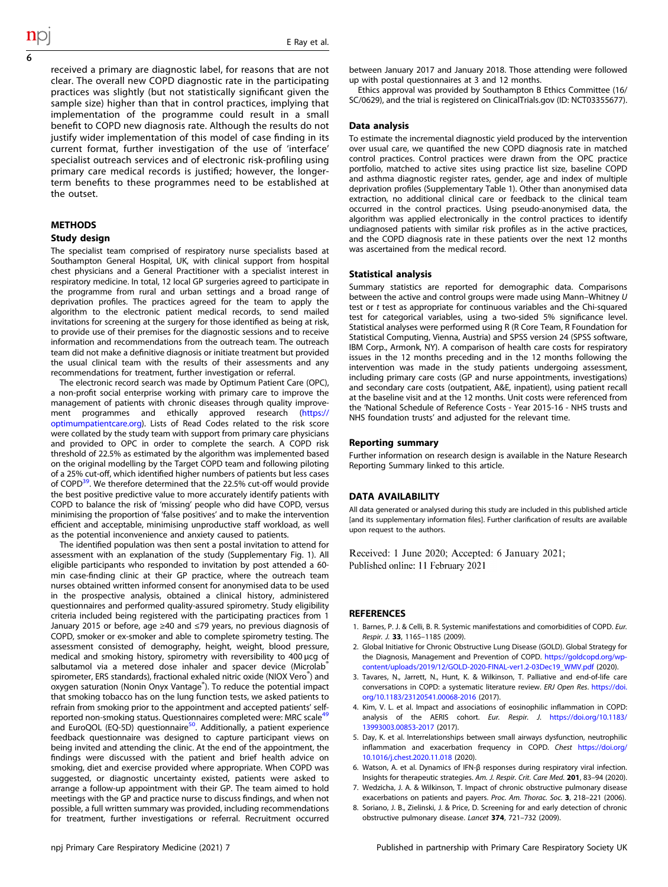received a primary are diagnostic label, for reasons that are not clear. The overall new COPD diagnostic rate in the participating practices was slightly (but not statistically significant given the sample size) higher than that in control practices, implying that implementation of the programme could result in a small benefit to COPD new diagnosis rate. Although the results do not justify wider implementation of this model of case finding in its current format, further investigation of the use of 'interface' specialist outreach services and of electronic risk-profiling using primary care medical records is justified; however, the longer-term benefits to these programmes need to be established at the outset.

## METHODS

### Study design

The specialist team comprised of respiratory nurse specialists based at Southampton General Hospital, UK, with clinical support from hospital chest physicians and a General Practitioner with a specialist interest in respiratory medicine. In total, 12 local GP surgeries agreed to participate in the programme from rural and urban settings and a broad range of deprivation profiles. The practices agreed for the team to apply the algorithm to the electronic patient medical records, to send mailed invitations for screening at the surgery for those identified as being at risk, to provide use of their premises for the diagnostic sessions and to receive information and recommendations from the outreach team. The outreach team did not make a definitive diagnosis or initiate treatment but provided the usual clinical team with the results of their assessments and any recommendations for treatment, further investigation or referral.

The electronic record search was made by Optimum Patient Care (OPC), a non-profit social enterprise working with primary care to improve the management of patients with chronic diseases through quality improvement programmes and ethically approved research (https://optimumpatientcare.org). Lists of Read Codes related to the risk score were collated by the study team with support from primary care physicians and provided to OPC in order to complete the search. A COPD risk threshold of 22.5% as estimated by the algorithm was implemented based on the original modelling by the Target COPD team and following piloting of a 25% cut-off, which identified higher numbers of patients but less cases of COPD[39]. We therefore determined that the 22.5% cut-off would provide the best positive predictive value to more accurately identify patients with COPD to balance the risk of 'missing' people who did have COPD, versus minimising the proportion of 'false positives' and to make the intervention efficient and acceptable, minimising unproductive staff workload, as well as the potential inconvenience and anxiety caused to patients.

The identified population was then sent a postal invitation to attend for assessment with an explanation of the study (Supplementary Fig. 1). All eligible participants who responded to invitation by post attended a 60-min case-finding clinic at their GP practice, where the outreach team nurses obtained written informed consent for anonymised data to be used in the prospective analysis, obtained a clinical history, administered questionnaires and performed quality-assured spirometry. Study eligibility criteria included being registered with the participating practices from 1 January 2015 or before, age ≥40 and ≤79 years, no previous diagnosis of COPD, smoker or ex-smoker and able to complete spirometry testing. The assessment consisted of demography, height, weight, blood pressure, medical and smoking history, spirometry with reversibility to 400 µcg of salbutamol via a metered dose inhaler and spacer device (Microlab® spirometer, ERS standards), fractional exhaled nitric oxide (NIOX Vero®) and oxygen saturation (Nonin Onyx Vantage®). To reduce the potential impact that smoking tobacco has on the lung function tests, we asked patients to refrain from smoking prior to the appointment and accepted patients' self-reported non-smoking status. Questionnaires completed were: MRC scale[49] and EuroQOL (EQ-5D) questionnaire[50]. Additionally, a patient experience feedback questionnaire was designed to capture participant views on being invited and attending the clinic. At the end of the appointment, the findings were discussed with the patient and brief health advice on smoking, diet and exercise provided where appropriate. When COPD was suggested, or diagnostic uncertainty existed, patients were asked to arrange a follow-up appointment with their GP. The team aimed to hold meetings with the GP and practice nurse to discuss findings, and when not possible, a full written summary was provided, including recommendations for treatment, further investigations or referral. Recruitment occurred between January 2017 and January 2018. Those attending were followed up with postal questionnaires at 3 and 12 months.

Ethics approval was provided by Southampton B Ethics Committee (16/SC/0629), and the trial is registered on ClinicalTrials.gov (ID: NCT03355677).

### Data analysis

To estimate the incremental diagnostic yield produced by the intervention over usual care, we quantified the new COPD diagnosis rate in matched control practices. Control practices were drawn from the OPC practice portfolio, matched to active sites using practice list size, baseline COPD and asthma diagnostic register rates, gender, age and index of multiple deprivation profiles (Supplementary Table 1). Other than anonymised data extraction, no additional clinical care or feedback to the clinical team occurred in the control practices. Using pseudo-anonymised data, the algorithm was applied electronically in the control practices to identify undiagnosed patients with similar risk profiles as in the active practices, and the COPD diagnosis rate in these patients over the next 12 months was ascertained from the medical record.

### Statistical analysis

Summary statistics are reported for demographic data. Comparisons between the active and control groups were made using Mann–Whitney *U* test or *t* test as appropriate for continuous variables and the Chi-squared test for categorical variables, using a two-sided 5% significance level. Statistical analyses were performed using R (R Core Team, R Foundation for Statistical Computing, Vienna, Austria) and SPSS version 24 (SPSS software, IBM Corp., Armonk, NY). A comparison of health care costs for respiratory issues in the 12 months preceding and in the 12 months following the intervention was made in the study patients undergoing assessment, including primary care costs (GP and nurse appointments, investigations) and secondary care costs (outpatient, A&E, inpatient), using patient recall at the baseline visit and at the 12 months. Unit costs were referenced from the 'National Schedule of Reference Costs - Year 2015-16 - NHS trusts and NHS foundation trusts' and adjusted for the relevant time.

### Reporting summary

Further information on research design is available in the Nature Research Reporting Summary linked to this article.

## DATA AVAILABILITY

All data generated or analysed during this study are included in this published article [and its supplementary information files]. Further clarification of results are available upon request to the authors.

Received: 1 June 2020; Accepted: 6 January 2021;
Published online: 11 February 2021

## REFERENCES

1. Barnes, P. J. & Celli, B. R. Systemic manifestations and comorbidities of COPD. *Eur. Respir. J.* **33**, 1165–1185 (2009).
2. Global Initiative for Chronic Obstructive Lung Disease (GOLD). Global Strategy for the Diagnosis, Management and Prevention of COPD. https://goldcopd.org/wp-content/uploads/2019/12/GOLD-2020-FINAL-ver1.2-03Dec19_WMV.pdf (2020).
3. Tavares, N., Jarrett, N., Hunt, K. & Wilkinson, T. Palliative and end-of-life care conversations in COPD: a systematic literature review. *ERJ Open Res.* https://doi.org/10.1183/23120541.00068-2016 (2017).
4. Kim, V. L. et al. Impact and associations of eosinophilic inflammation in COPD: analysis of the AERIS cohort. *Eur. Respir. J.* https://doi.org/10.1183/13993003.00853-2017 (2017).
5. Day, K. et al. Interrelationships between small airways dysfunction, neutrophilic inflammation and exacerbation frequency in COPD. *Chest* https://doi.org/10.1016/j.chest.2020.11.018 (2020).
6. Watson, A. et al. Dynamics of IFN-β responses during respiratory viral infection. Insights for therapeutic strategies. *Am. J. Respir. Crit. Care Med.* **201**, 83–94 (2020).
7. Wedzicha, J. A. & Wilkinson, T. Impact of chronic obstructive pulmonary disease exacerbations on patients and payers. *Proc. Am. Thorac. Soc.* **3**, 218–221 (2006).
8. Soriano, J. B., Zielinski, J. & Price, D. Screening for and early detection of chronic obstructive pulmonary disease. *Lancet* **374**, 721–732 (2009).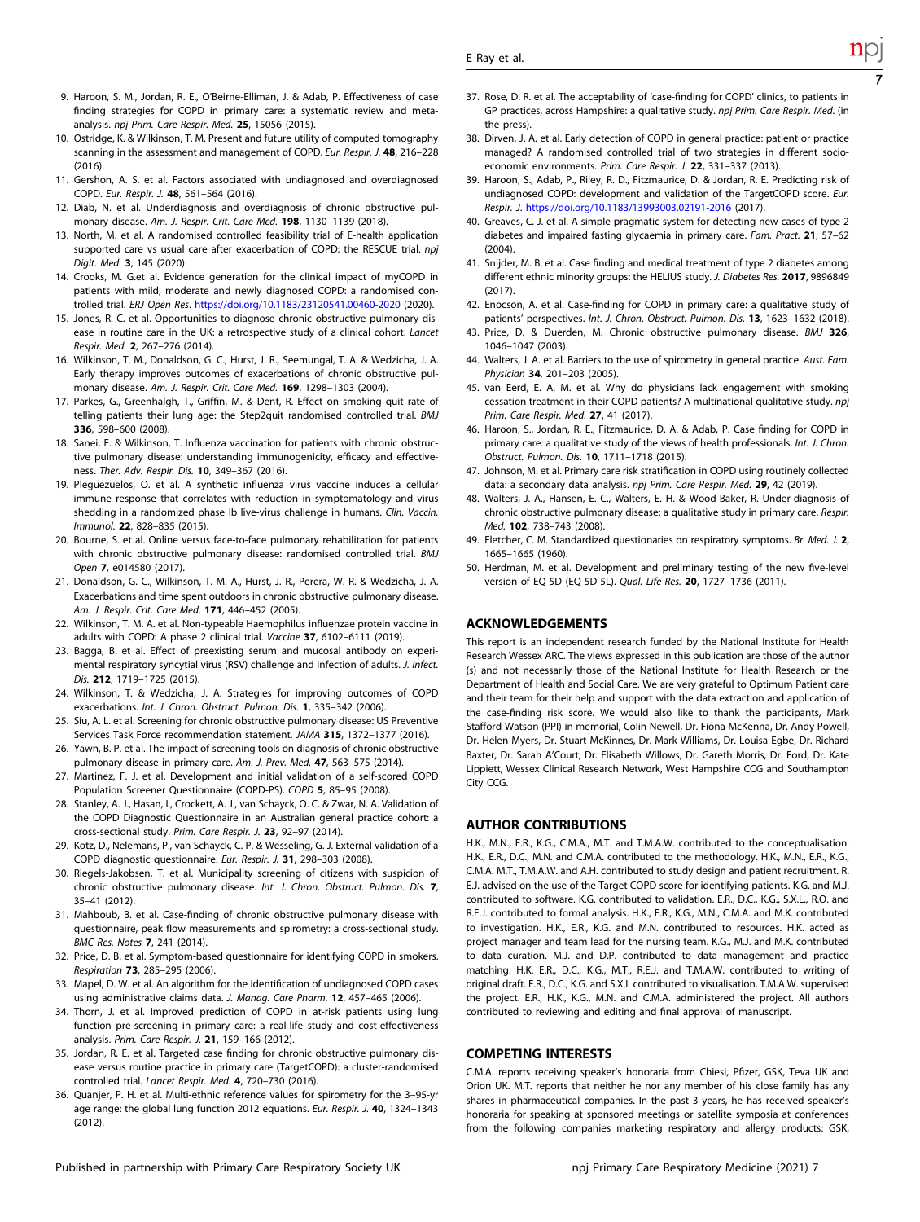9. Haroon, S. M., Jordan, R. E., O'Beirne-Elliman, J. & Adab, P. Effectiveness of case finding strategies for COPD in primary care: a systematic review and meta-analysis. *npj Prim. Care Respir. Med.* **25**, 15056 (2015).
10. Ostridge, K. & Wilkinson, T. M. Present and future utility of computed tomography scanning in the assessment and management of COPD. *Eur. Respir. J.* **48**, 216–228 (2016).
11. Gershon, A. S. et al. Factors associated with undiagnosed and overdiagnosed COPD. *Eur. Respir. J.* **48**, 561–564 (2016).
12. Diab, N. et al. Underdiagnosis and overdiagnosis of chronic obstructive pulmonary disease. *Am. J. Respir. Crit. Care Med.* **198**, 1130–1139 (2018).
13. North, M. et al. A randomised controlled feasibility trial of E-health application supported care vs usual care after exacerbation of COPD: the RESCUE trial. *npj Digit. Med.* **3**, 145 (2020).
14. Crooks, M. G.et al. Evidence generation for the clinical impact of myCOPD in patients with mild, moderate and newly diagnosed COPD: a randomised controlled trial. *ERJ Open Res*. https://doi.org/10.1183/23120541.00460-2020 (2020).
15. Jones, R. C. et al. Opportunities to diagnose chronic obstructive pulmonary disease in routine care in the UK: a retrospective study of a clinical cohort. *Lancet Respir. Med.* **2**, 267–276 (2014).
16. Wilkinson, T. M., Donaldson, G. C., Hurst, J. R., Seemungal, T. A. & Wedzicha, J. A. Early therapy improves outcomes of exacerbations of chronic obstructive pulmonary disease. *Am. J. Respir. Crit. Care Med.* **169**, 1298–1303 (2004).
17. Parkes, G., Greenhalgh, T., Griffin, M. & Dent, R. Effect on smoking quit rate of telling patients their lung age: the Step2quit randomised controlled trial. *BMJ* **336**, 598–600 (2008).
18. Sanei, F. & Wilkinson, T. Influenza vaccination for patients with chronic obstructive pulmonary disease: understanding immunogenicity, efficacy and effectiveness. *Ther. Adv. Respir. Dis.* **10**, 349–367 (2016).
19. Pleguezuelos, O. et al. A synthetic influenza virus vaccine induces a cellular immune response that correlates with reduction in symptomatology and virus shedding in a randomized phase Ib live-virus challenge in humans. *Clin. Vaccin. Immunol.* **22**, 828–835 (2015).
20. Bourne, S. et al. Online versus face-to-face pulmonary rehabilitation for patients with chronic obstructive pulmonary disease: randomised controlled trial. *BMJ Open* **7**, e014580 (2017).
21. Donaldson, G. C., Wilkinson, T. M. A., Hurst, J. R., Perera, W. R. & Wedzicha, J. A. Exacerbations and time spent outdoors in chronic obstructive pulmonary disease. *Am. J. Respir. Crit. Care Med.* **171**, 446–452 (2005).
22. Wilkinson, T. M. A. et al. Non-typeable Haemophilus influenzae protein vaccine in adults with COPD: A phase 2 clinical trial. *Vaccine* **37**, 6102–6111 (2019).
23. Bagga, B. et al. Effect of preexisting serum and mucosal antibody on experimental respiratory syncytial virus (RSV) challenge and infection of adults. *J. Infect. Dis.* **212**, 1719–1725 (2015).
24. Wilkinson, T. & Wedzicha, J. A. Strategies for improving outcomes of COPD exacerbations. *Int. J. Chron. Obstruct. Pulmon. Dis.* **1**, 335–342 (2006).
25. Siu, A. L. et al. Screening for chronic obstructive pulmonary disease: US Preventive Services Task Force recommendation statement. *JAMA* **315**, 1372–1377 (2016).
26. Yawn, B. P. et al. The impact of screening tools on diagnosis of chronic obstructive pulmonary disease in primary care. *Am. J. Prev. Med.* **47**, 563–575 (2014).
27. Martinez, F. J. et al. Development and initial validation of a self-scored COPD Population Screener Questionnaire (COPD-PS). *COPD* **5**, 85–95 (2008).
28. Stanley, A. J., Hasan, I., Crockett, A. J., van Schayck, O. C. & Zwar, N. A. Validation of the COPD Diagnostic Questionnaire in an Australian general practice cohort: a cross-sectional study. *Prim. Care Respir. J.* **23**, 92–97 (2014).
29. Kotz, D., Nelemans, P., van Schayck, C. P. & Wesseling, G. J. External validation of a COPD diagnostic questionnaire. *Eur. Respir. J.* **31**, 298–303 (2008).
30. Riegels-Jakobsen, T. et al. Municipality screening of citizens with suspicion of chronic obstructive pulmonary disease. *Int. J. Chron. Obstruct. Pulmon. Dis.* **7**, 35–41 (2012).
31. Mahboub, B. et al. Case-finding of chronic obstructive pulmonary disease with questionnaire, peak flow measurements and spirometry: a cross-sectional study. *BMC Res. Notes* **7**, 241 (2014).
32. Price, D. B. et al. Symptom-based questionnaire for identifying COPD in smokers. *Respiration* **73**, 285–295 (2006).
33. Mapel, D. W. et al. An algorithm for the identification of undiagnosed COPD cases using administrative claims data. *J. Manag. Care Pharm.* **12**, 457–465 (2006).
34. Thorn, J. et al. Improved prediction of COPD in at-risk patients using lung function pre-screening in primary care: a real-life study and cost-effectiveness analysis. *Prim. Care Respir. J.* **21**, 159–166 (2012).
35. Jordan, R. E. et al. Targeted case finding for chronic obstructive pulmonary disease versus routine practice in primary care (TargetCOPD): a cluster-randomised controlled trial. *Lancet Respir. Med.* **4**, 720–730 (2016).
36. Quanjer, P. H. et al. Multi-ethnic reference values for spirometry for the 3–95-yr age range: the global lung function 2012 equations. *Eur. Respir. J.* **40**, 1324–1343 (2012).
37. Rose, D. R. et al. The acceptability of 'case-finding for COPD' clinics, to patients in GP practices, across Hampshire: a qualitative study. *npj Prim. Care Respir. Med.* (in the press).
38. Dirven, J. A. et al. Early detection of COPD in general practice: patient or practice managed? A randomised controlled trial of two strategies in different socio-economic environments. *Prim. Care Respir. J.* **22**, 331–337 (2013).
39. Haroon, S., Adab, P., Riley, R. D., Fitzmaurice, D. & Jordan, R. E. Predicting risk of undiagnosed COPD: development and validation of the TargetCOPD score. *Eur. Respir. J.* https://doi.org/10.1183/13993003.02191-2016 (2017).
40. Greaves, C. J. et al. A simple pragmatic system for detecting new cases of type 2 diabetes and impaired fasting glycaemia in primary care. *Fam. Pract.* **21**, 57–62 (2004).
41. Snijder, M. B. et al. Case finding and medical treatment of type 2 diabetes among different ethnic minority groups: the HELIUS study. *J. Diabetes Res.* **2017**, 9896849 (2017).
42. Enocson, A. et al. Case-finding for COPD in primary care: a qualitative study of patients' perspectives. *Int. J. Chron. Obstruct. Pulmon. Dis.* **13**, 1623–1632 (2018).
43. Price, D. & Duerden, M. Chronic obstructive pulmonary disease. *BMJ* **326**, 1046–1047 (2003).
44. Walters, J. A. et al. Barriers to the use of spirometry in general practice. *Aust. Fam. Physician* **34**, 201–203 (2005).
45. van Eerd, E. A. M. et al. Why do physicians lack engagement with smoking cessation treatment in their COPD patients? A multinational qualitative study. *npj Prim. Care Respir. Med.* **27**, 41 (2017).
46. Haroon, S., Jordan, R. E., Fitzmaurice, D. A. & Adab, P. Case finding for COPD in primary care: a qualitative study of the views of health professionals. *Int. J. Chron. Obstruct. Pulmon. Dis.* **10**, 1711–1718 (2015).
47. Johnson, M. et al. Primary care risk stratification in COPD using routinely collected data: a secondary data analysis. *npj Prim. Care Respir. Med.* **29**, 42 (2019).
48. Walters, J. A., Hansen, E. C., Walters, E. H. & Wood-Baker, R. Under-diagnosis of chronic obstructive pulmonary disease: a qualitative study in primary care. *Respir. Med.* **102**, 738–743 (2008).
49. Fletcher, C. M. Standardized questionaries on respiratory symptoms. *Br. Med. J.* **2**, 1665–1665 (1960).
50. Herdman, M. et al. Development and preliminary testing of the new five-level version of EQ-5D (EQ-5D-5L). *Qual. Life Res.* **20**, 1727–1736 (2011).

## ACKNOWLEDGEMENTS

This report is an independent research funded by the National Institute for Health Research Wessex ARC. The views expressed in this publication are those of the author (s) and not necessarily those of the National Institute for Health Research or the Department of Health and Social Care. We are very grateful to Optimum Patient care and their team for their help and support with the data extraction and application of the case-finding risk score. We would also like to thank the participants, Mark Stafford-Watson (PPI) in memorial, Colin Newell, Dr. Fiona McKenna, Dr. Andy Powell, Dr. Helen Myers, Dr. Stuart McKinnes, Dr. Mark Williams, Dr. Louisa Egbe, Dr. Richard Baxter, Dr. Sarah A'Court, Dr. Elisabeth Willows, Dr. Gareth Morris, Dr. Ford, Dr. Kate Lippiett, Wessex Clinical Research Network, West Hampshire CCG and Southampton City CCG.

## AUTHOR CONTRIBUTIONS

H.K., M.N., E.R., K.G., C.M.A., M.T. and T.M.A.W. contributed to the conceptualisation. H.K., E.R., D.C., M.N. and C.M.A. contributed to the methodology. H.K., M.N., E.R., K.G., C.M.A. M.T., T.M.A.W. and A.H. contributed to study design and patient recruitment. R.E.J. advised on the use of the Target COPD score for identifying patients. K.G. and M.J. contributed to software. K.G. contributed to validation. E.R., D.C., K.G., S.X.L., R.O. and R.E.J. contributed to formal analysis. H.K., E.R., K.G., M.N., C.M.A. and M.K. contributed to investigation. H.K., E.R., K.G. and M.N. contributed to resources. H.K. acted as project manager and team lead for the nursing team. K.G., M.J. and M.K. contributed to data curation. M.J. and D.P. contributed to data management and practice matching. H.K. E.R., D.C., K.G., M.T., R.E.J. and T.M.A.W. contributed to writing of original draft. E.R., D.C., K.G. and S.X.L contributed to visualisation. T.M.A.W. supervised the project. E.R., H.K., K.G., M.N. and C.M.A. administered the project. All authors contributed to reviewing and editing and final approval of manuscript.

## COMPETING INTERESTS

C.M.A. reports receiving speaker's honoraria from Chiesi, Pfizer, GSK, Teva UK and Orion UK. M.T. reports that neither he nor any member of his close family has any shares in pharmaceutical companies. In the past 3 years, he has received speaker's honoraria for speaking at sponsored meetings or satellite symposia at conferences from the following companies marketing respiratory and allergy products: GSK,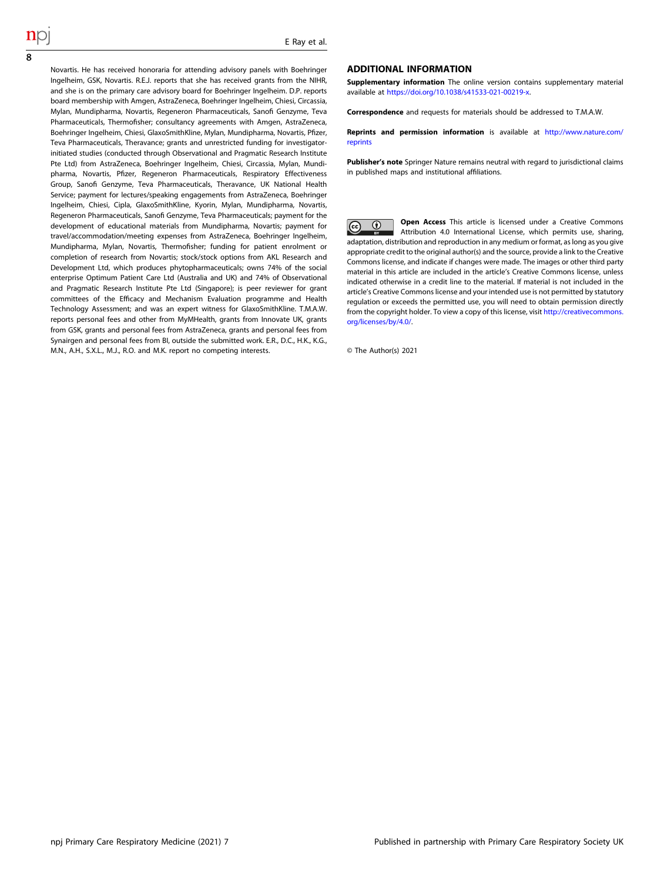Novartis. He has received honoraria for attending advisory panels with Boehringer Ingelheim, GSK, Novartis. R.E.J. reports that she has received grants from the NIHR, and she is on the primary care advisory board for Boehringer Ingelheim. D.P. reports board membership with Amgen, AstraZeneca, Boehringer Ingelheim, Chiesi, Circassia, Mylan, Mundipharma, Novartis, Regeneron Pharmaceuticals, Sanofi Genzyme, Teva Pharmaceuticals, Thermofisher; consultancy agreements with Amgen, AstraZeneca, Boehringer Ingelheim, Chiesi, GlaxoSmithKline, Mylan, Mundipharma, Novartis, Pfizer, Teva Pharmaceuticals, Theravance; grants and unrestricted funding for investigator-initiated studies (conducted through Observational and Pragmatic Research Institute Pte Ltd) from AstraZeneca, Boehringer Ingelheim, Chiesi, Circassia, Mylan, Mundipharma, Novartis, Pfizer, Regeneron Pharmaceuticals, Respiratory Effectiveness Group, Sanofi Genzyme, Teva Pharmaceuticals, Theravance, UK National Health Service; payment for lectures/speaking engagements from AstraZeneca, Boehringer Ingelheim, Chiesi, Cipla, GlaxoSmithKline, Kyorin, Mylan, Mundipharma, Novartis, Regeneron Pharmaceuticals, Sanofi Genzyme, Teva Pharmaceuticals; payment for the development of educational materials from Mundipharma, Novartis; payment for travel/accommodation/meeting expenses from AstraZeneca, Boehringer Ingelheim, Mundipharma, Mylan, Novartis, Thermofisher; funding for patient enrolment or completion of research from Novartis; stock/stock options from AKL Research and Development Ltd, which produces phytopharmaceuticals; owns 74% of the social enterprise Optimum Patient Care Ltd (Australia and UK) and 74% of Observational and Pragmatic Research Institute Pte Ltd (Singapore); is peer reviewer for grant committees of the Efficacy and Mechanism Evaluation programme and Health Technology Assessment; and was an expert witness for GlaxoSmithKline. T.M.A.W. reports personal fees and other from MyMHealth, grants from Innovate UK, grants from GSK, grants and personal fees from AstraZeneca, grants and personal fees from Synairgen and personal fees from BI, outside the submitted work. E.R., D.C., H.K., K.G., M.N., A.H., S.X.L., M.J., R.O. and M.K. report no competing interests.

## ADDITIONAL INFORMATION

**Supplementary information** The online version contains supplementary material available at https://doi.org/10.1038/s41533-021-00219-x.

**Correspondence** and requests for materials should be addressed to T.M.A.W.

**Reprints and permission information** is available at http://www.nature.com/reprints

**Publisher's note** Springer Nature remains neutral with regard to jurisdictional claims in published maps and institutional affiliations.

**Open Access** This article is licensed under a Creative Commons Attribution 4.0 International License, which permits use, sharing, adaptation, distribution and reproduction in any medium or format, as long as you give appropriate credit to the original author(s) and the source, provide a link to the Creative Commons license, and indicate if changes were made. The images or other third party material in this article are included in the article's Creative Commons license, unless indicated otherwise in a credit line to the material. If material is not included in the article's Creative Commons license and your intended use is not permitted by statutory regulation or exceeds the permitted use, you will need to obtain permission directly from the copyright holder. To view a copy of this license, visit http://creativecommons.org/licenses/by/4.0/.

© The Author(s) 2021